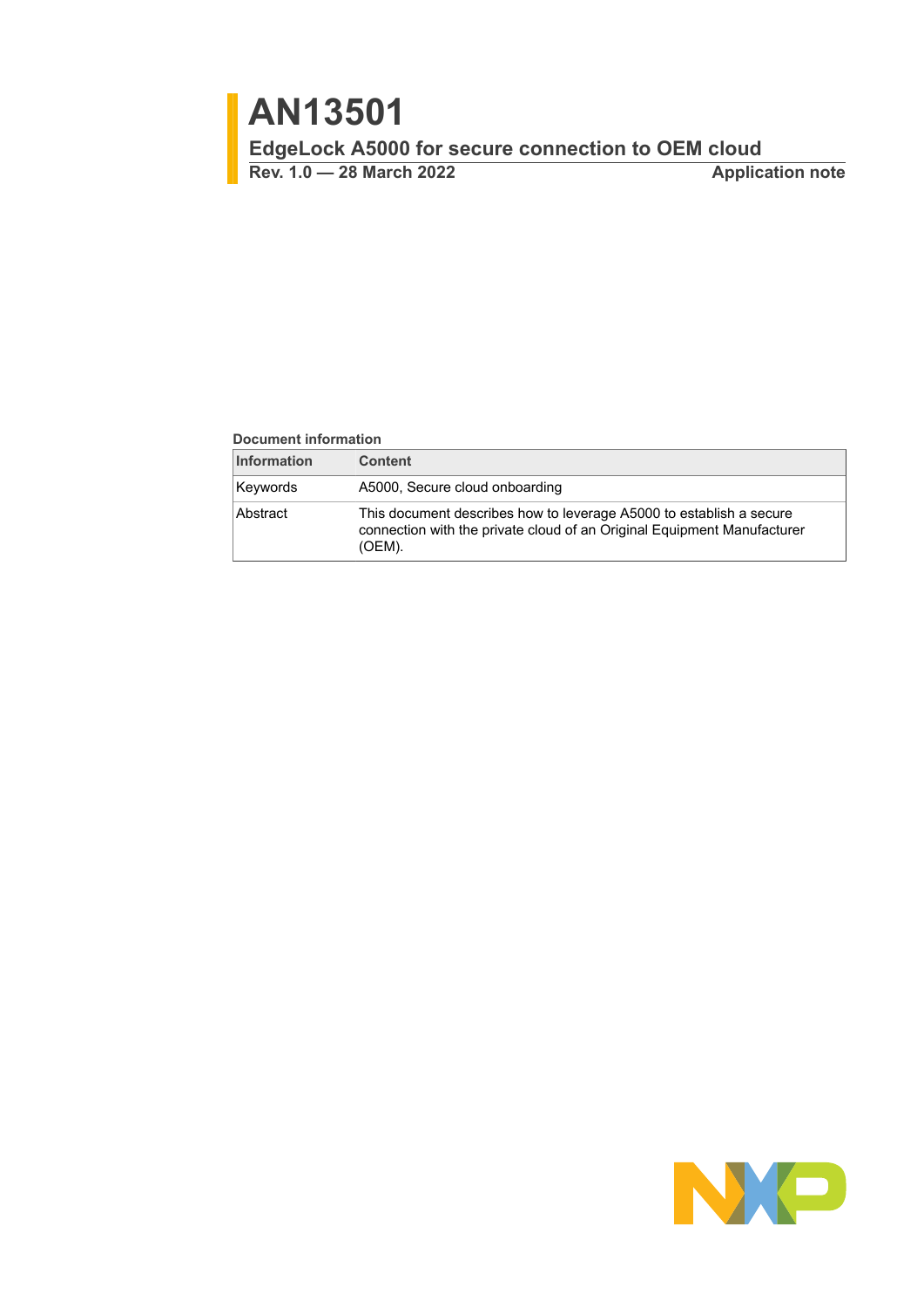# AN13501

## EdgeLock A5000 for secure connection to OEM cloud

**Rev. 1.0 — 28 March 2022** **Application note**

**Document information**

| Information | Content |
|---|---|
| Keywords | A5000, Secure cloud onboarding |
| Abstract | This document describes how to leverage A5000 to establish a secure connection with the private cloud of an Original Equipment Manufacturer (OEM). |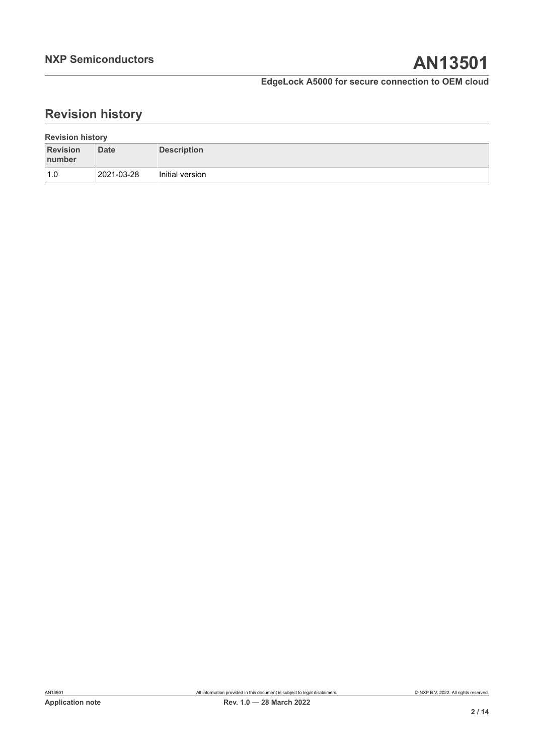## Revision history

**Revision history**

| Revision number | Date | Description |
|---|---|---|
| 1.0 | 2021-03-28 | Initial version |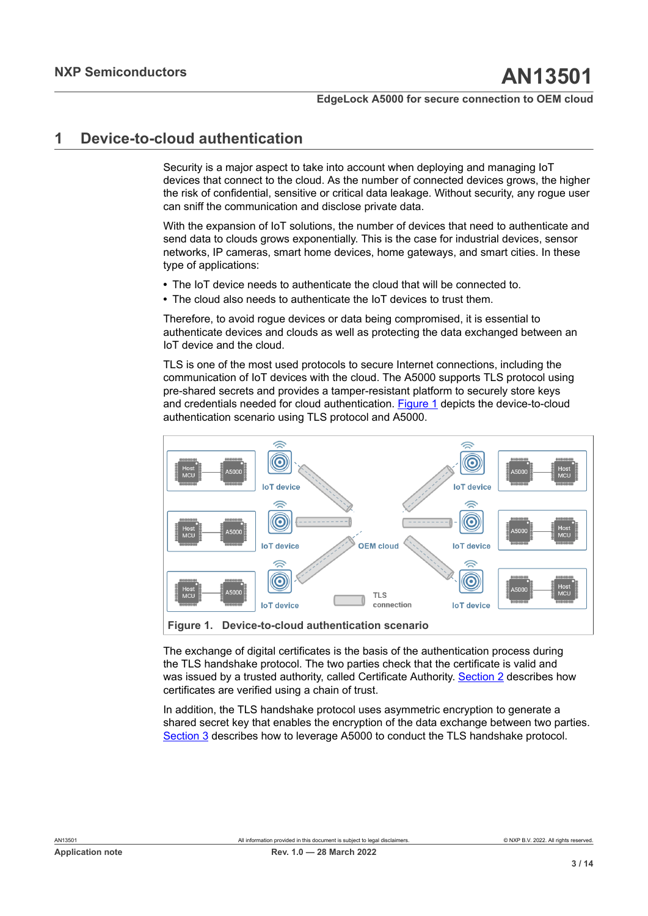## 1 Device-to-cloud authentication

Security is a major aspect to take into account when deploying and managing IoT devices that connect to the cloud. As the number of connected devices grows, the higher the risk of confidential, sensitive or critical data leakage. Without security, any rogue user can sniff the communication and disclose private data.

With the expansion of IoT solutions, the number of devices that need to authenticate and send data to clouds grows exponentially. This is the case for industrial devices, sensor networks, IP cameras, smart home devices, home gateways, and smart cities. In these type of applications:

- The IoT device needs to authenticate the cloud that will be connected to.
- The cloud also needs to authenticate the IoT devices to trust them.

Therefore, to avoid rogue devices or data being compromised, it is essential to authenticate devices and clouds as well as protecting the data exchanged between an IoT device and the cloud.

TLS is one of the most used protocols to secure Internet connections, including the communication of IoT devices with the cloud. The A5000 supports TLS protocol using pre-shared secrets and provides a tamper-resistant platform to securely store keys and credentials needed for cloud authentication. Figure 1 depicts the device-to-cloud authentication scenario using TLS protocol and A5000.

Figure 1. Device-to-cloud authentication scenario

The exchange of digital certificates is the basis of the authentication process during the TLS handshake protocol. The two parties check that the certificate is valid and was issued by a trusted authority, called Certificate Authority. Section 2 describes how certificates are verified using a chain of trust.

In addition, the TLS handshake protocol uses asymmetric encryption to generate a shared secret key that enables the encryption of the data exchange between two parties. Section 3 describes how to leverage A5000 to conduct the TLS handshake protocol.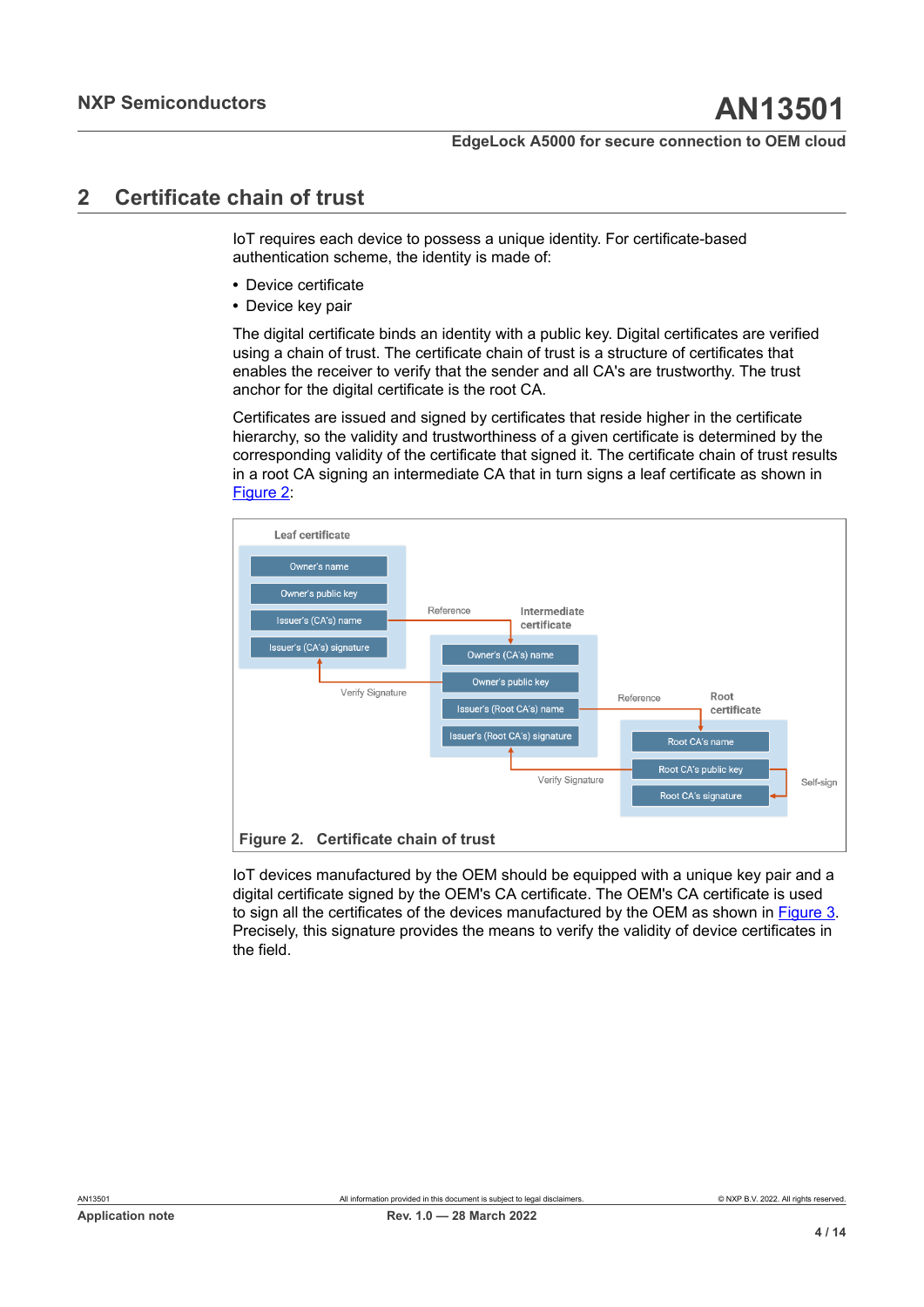## 2 Certificate chain of trust

IoT requires each device to possess a unique identity. For certificate-based authentication scheme, the identity is made of:

- Device certificate
- Device key pair

The digital certificate binds an identity with a public key. Digital certificates are verified using a chain of trust. The certificate chain of trust is a structure of certificates that enables the receiver to verify that the sender and all CA's are trustworthy. The trust anchor for the digital certificate is the root CA.

Certificates are issued and signed by certificates that reside higher in the certificate hierarchy, so the validity and trustworthiness of a given certificate is determined by the corresponding validity of the certificate that signed it. The certificate chain of trust results in a root CA signing an intermediate CA that in turn signs a leaf certificate as shown in Figure 2:

Figure 2. Certificate chain of trust

IoT devices manufactured by the OEM should be equipped with a unique key pair and a digital certificate signed by the OEM's CA certificate. The OEM's CA certificate is used to sign all the certificates of the devices manufactured by the OEM as shown in Figure 3. Precisely, this signature provides the means to verify the validity of device certificates in the field.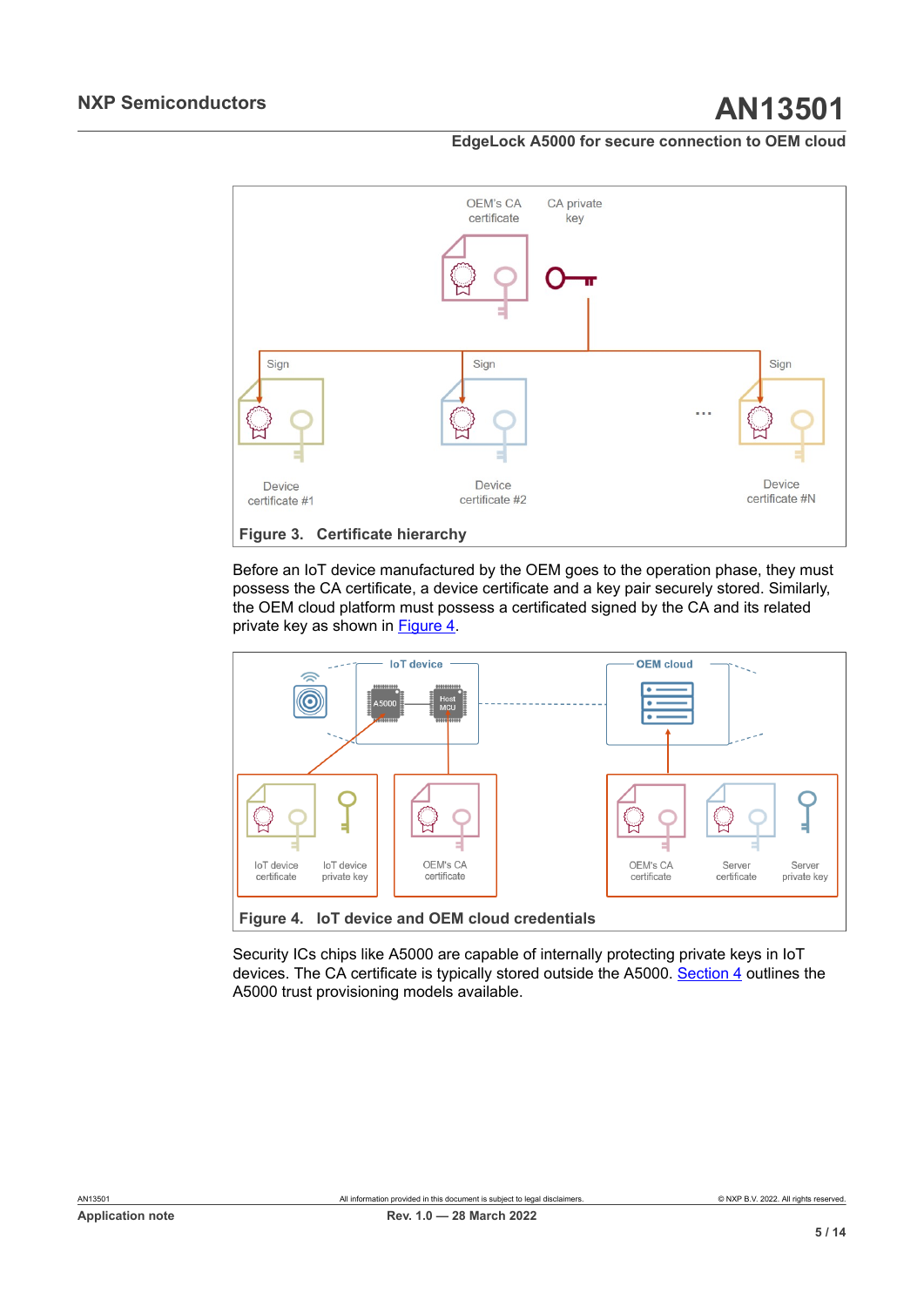**Figure 3. Certificate hierarchy**

Before an IoT device manufactured by the OEM goes to the operation phase, they must possess the CA certificate, a device certificate and a key pair securely stored. Similarly, the OEM cloud platform must possess a certificated signed by the CA and its related private key as shown in Figure 4.

**Figure 4. IoT device and OEM cloud credentials**

Security ICs chips like A5000 are capable of internally protecting private keys in IoT devices. The CA certificate is typically stored outside the A5000. Section 4 outlines the A5000 trust provisioning models available.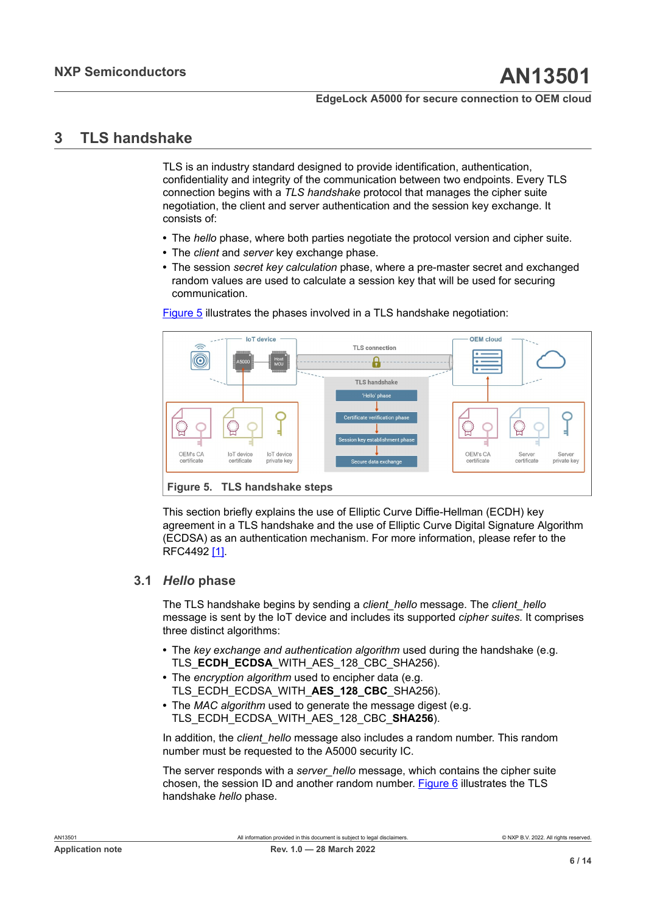# 3 TLS handshake

TLS is an industry standard designed to provide identification, authentication, confidentiality and integrity of the communication between two endpoints. Every TLS connection begins with a *TLS handshake* protocol that manages the cipher suite negotiation, the client and server authentication and the session key exchange. It consists of:

- The *hello* phase, where both parties negotiate the protocol version and cipher suite.
- The *client* and *server* key exchange phase.
- The session *secret key calculation* phase, where a pre-master secret and exchanged random values are used to calculate a session key that will be used for securing communication.

Figure 5 illustrates the phases involved in a TLS handshake negotiation:

Figure 5. TLS handshake steps

This section briefly explains the use of Elliptic Curve Diffie-Hellman (ECDH) key agreement in a TLS handshake and the use of Elliptic Curve Digital Signature Algorithm (ECDSA) as an authentication mechanism. For more information, please refer to the RFC4492 [1].

## 3.1 *Hello* phase

The TLS handshake begins by sending a *client_hello* message. The *client_hello* message is sent by the IoT device and includes its supported *cipher suites*. It comprises three distinct algorithms:

- The *key exchange and authentication algorithm* used during the handshake (e.g. TLS_**ECDH_ECDSA**_WITH_AES_128_CBC_SHA256).
- The *encryption algorithm* used to encipher data (e.g. TLS_ECDH_ECDSA_WITH_**AES_128_CBC**_SHA256).
- The *MAC algorithm* used to generate the message digest (e.g. TLS_ECDH_ECDSA_WITH_AES_128_CBC_**SHA256**).

In addition, the *client_hello* message also includes a random number. This random number must be requested to the A5000 security IC.

The server responds with a *server_hello* message, which contains the cipher suite chosen, the session ID and another random number. Figure 6 illustrates the TLS handshake *hello* phase.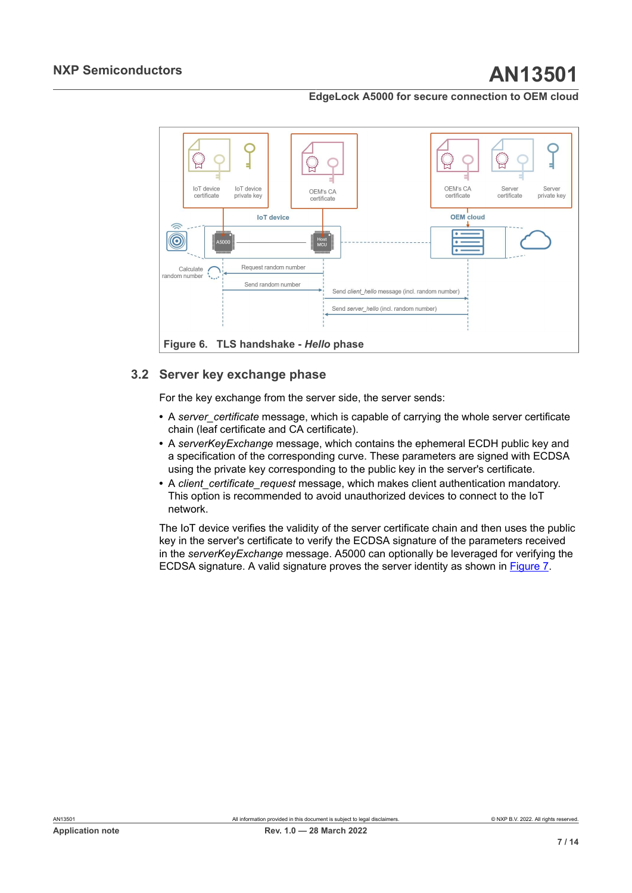Figure 6. TLS handshake - *Hello* phase

## 3.2 Server key exchange phase

For the key exchange from the server side, the server sends:

- A *server_certificate* message, which is capable of carrying the whole server certificate chain (leaf certificate and CA certificate).
- A *serverKeyExchange* message, which contains the ephemeral ECDH public key and a specification of the corresponding curve. These parameters are signed with ECDSA using the private key corresponding to the public key in the server's certificate.
- A *client_certificate_request* message, which makes client authentication mandatory. This option is recommended to avoid unauthorized devices to connect to the IoT network.

The IoT device verifies the validity of the server certificate chain and then uses the public key in the server's certificate to verify the ECDSA signature of the parameters received in the *serverKeyExchange* message. A5000 can optionally be leveraged for verifying the ECDSA signature. A valid signature proves the server identity as shown in Figure 7.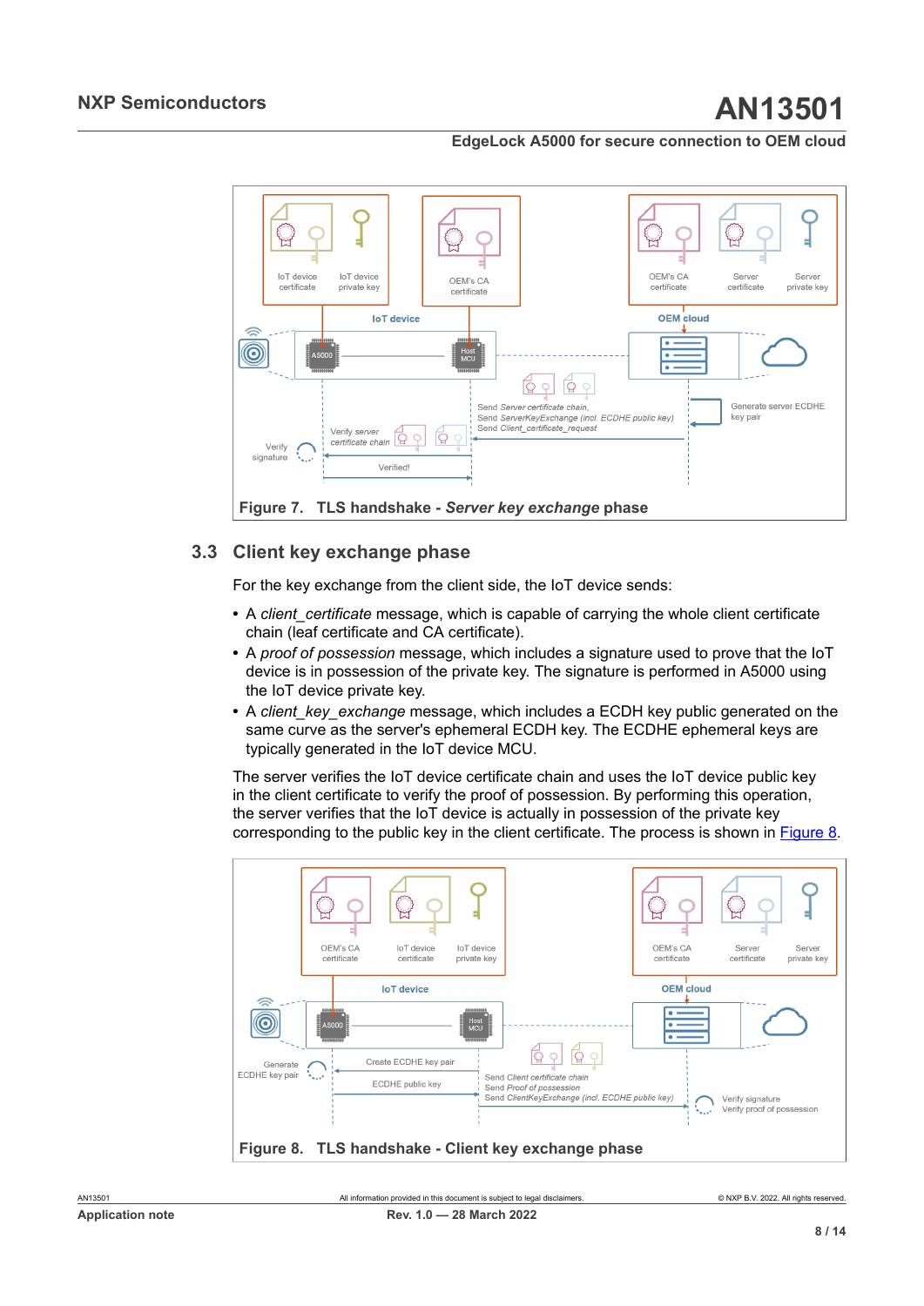Figure 7. TLS handshake - *Server key exchange* phase

### 3.3 Client key exchange phase

For the key exchange from the client side, the IoT device sends:

- A *client_certificate* message, which is capable of carrying the whole client certificate chain (leaf certificate and CA certificate).
- A *proof of possession* message, which includes a signature used to prove that the IoT device is in possession of the private key. The signature is performed in A5000 using the IoT device private key.
- A *client_key_exchange* message, which includes a ECDH key public generated on the same curve as the server's ephemeral ECDH key. The ECDHE ephemeral keys are typically generated in the IoT device MCU.

The server verifies the IoT device certificate chain and uses the IoT device public key in the client certificate to verify the proof of possession. By performing this operation, the server verifies that the IoT device is actually in possession of the private key corresponding to the public key in the client certificate. The process is shown in Figure 8.

Figure 8. TLS handshake - Client key exchange phase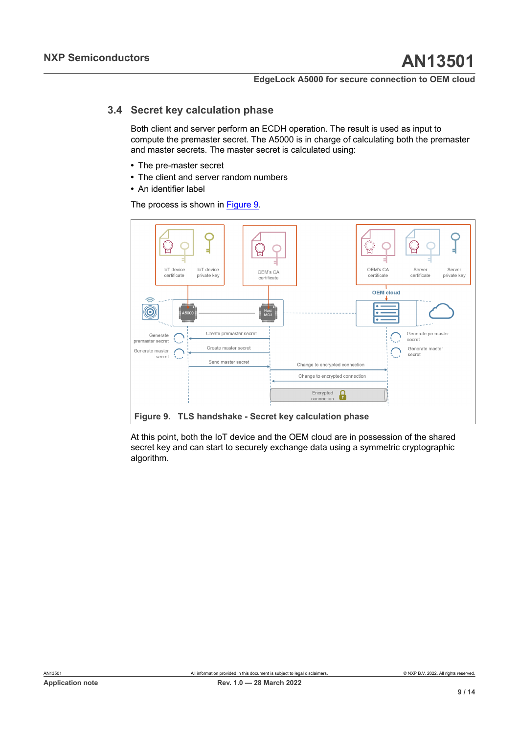## 3.4 Secret key calculation phase

Both client and server perform an ECDH operation. The result is used as input to compute the premaster secret. The A5000 is in charge of calculating both the premaster and master secrets. The master secret is calculated using:

- The pre-master secret
- The client and server random numbers
- An identifier label

The process is shown in Figure 9.

Figure 9. TLS handshake - Secret key calculation phase

At this point, both the IoT device and the OEM cloud are in possession of the shared secret key and can start to securely exchange data using a symmetric cryptographic algorithm.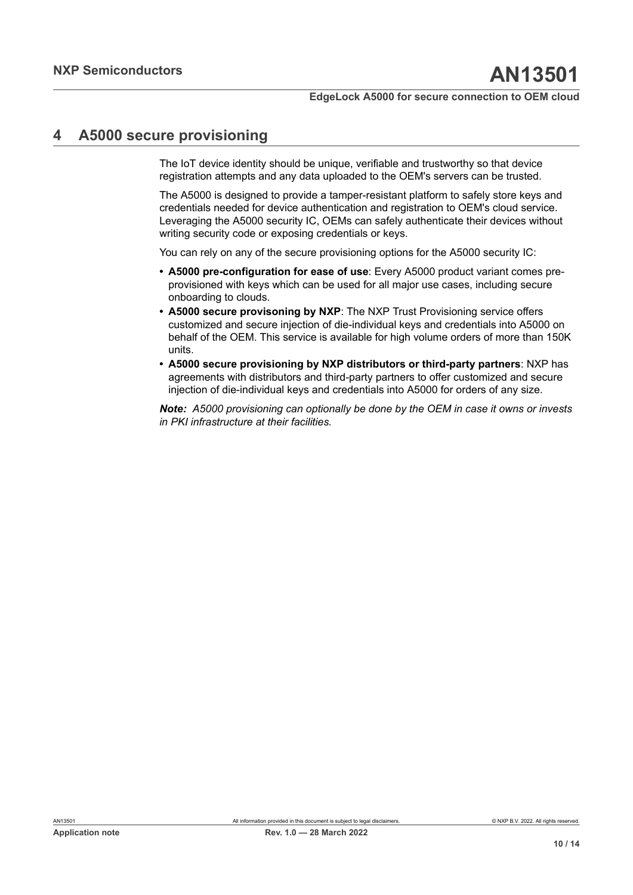# 4 A5000 secure provisioning

The IoT device identity should be unique, verifiable and trustworthy so that device registration attempts and any data uploaded to the OEM's servers can be trusted.

The A5000 is designed to provide a tamper-resistant platform to safely store keys and credentials needed for device authentication and registration to OEM's cloud service. Leveraging the A5000 security IC, OEMs can safely authenticate their devices without writing security code or exposing credentials or keys.

You can rely on any of the secure provisioning options for the A5000 security IC:

- **A5000 pre-configuration for ease of use**: Every A5000 product variant comes pre-provisioned with keys which can be used for all major use cases, including secure onboarding to clouds.
- **A5000 secure provisoning by NXP**: The NXP Trust Provisioning service offers customized and secure injection of die-individual keys and credentials into A5000 on behalf of the OEM. This service is available for high volume orders of more than 150K units.
- **A5000 secure provisioning by NXP distributors or third-party partners**: NXP has agreements with distributors and third-party partners to offer customized and secure injection of die-individual keys and credentials into A5000 for orders of any size.

***Note:*** *A5000 provisioning can optionally be done by the OEM in case it owns or invests in PKI infrastructure at their facilities.*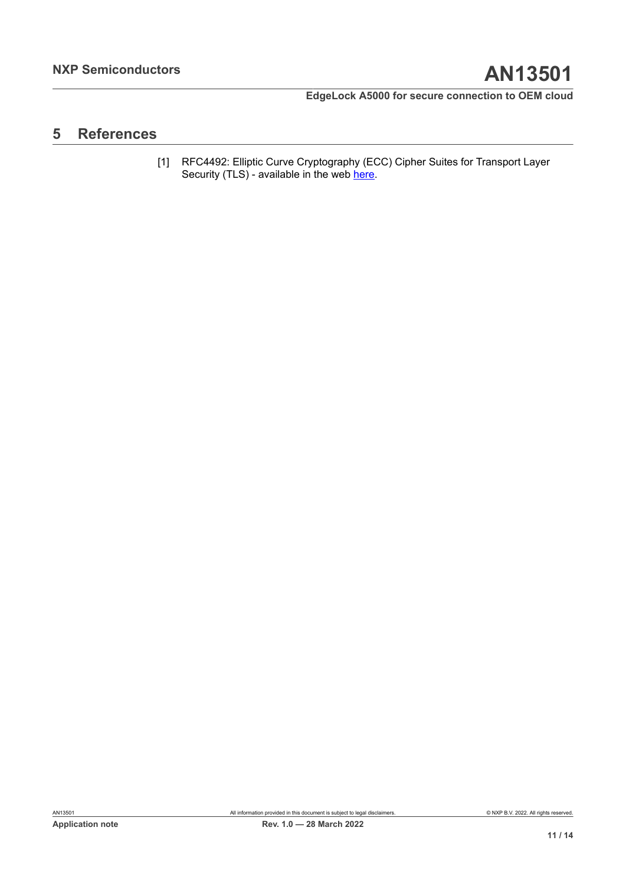## 5 References

[1] RFC4492: Elliptic Curve Cryptography (ECC) Cipher Suites for Transport Layer Security (TLS) - available in the web here.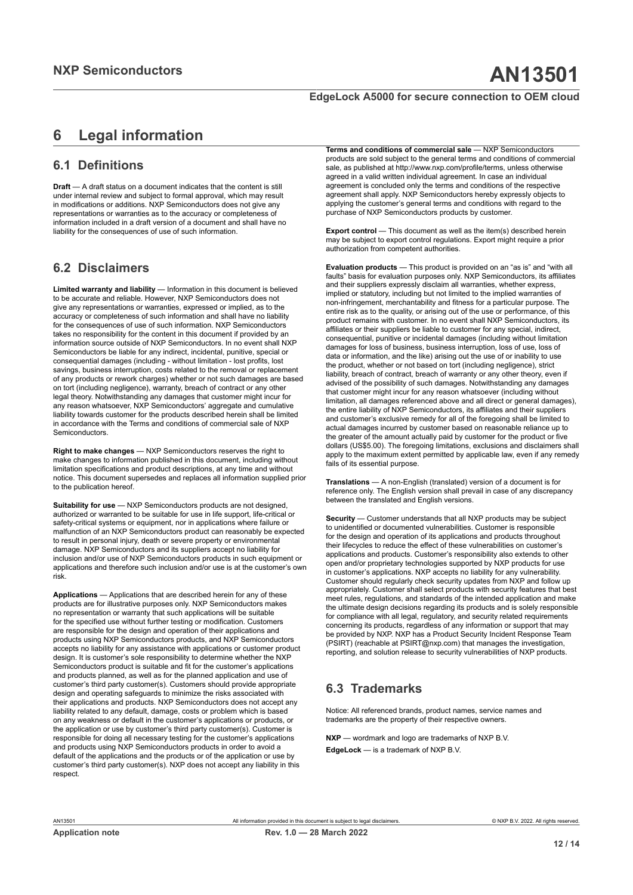# 6 Legal information

## 6.1 Definitions

**Draft** — A draft status on a document indicates that the content is still under internal review and subject to formal approval, which may result in modifications or additions. NXP Semiconductors does not give any representations or warranties as to the accuracy or completeness of information included in a draft version of a document and shall have no liability for the consequences of use of such information.

## 6.2 Disclaimers

**Limited warranty and liability** — Information in this document is believed to be accurate and reliable. However, NXP Semiconductors does not give any representations or warranties, expressed or implied, as to the accuracy or completeness of such information and shall have no liability for the consequences of use of such information. NXP Semiconductors takes no responsibility for the content in this document if provided by an information source outside of NXP Semiconductors. In no event shall NXP Semiconductors be liable for any indirect, incidental, punitive, special or consequential damages (including - without limitation - lost profits, lost savings, business interruption, costs related to the removal or replacement of any products or rework charges) whether or not such damages are based on tort (including negligence), warranty, breach of contract or any other legal theory. Notwithstanding any damages that customer might incur for any reason whatsoever, NXP Semiconductors' aggregate and cumulative liability towards customer for the products described herein shall be limited in accordance with the Terms and conditions of commercial sale of NXP Semiconductors.

**Right to make changes** — NXP Semiconductors reserves the right to make changes to information published in this document, including without limitation specifications and product descriptions, at any time and without notice. This document supersedes and replaces all information supplied prior to the publication hereof.

**Suitability for use** — NXP Semiconductors products are not designed, authorized or warranted to be suitable for use in life support, life-critical or safety-critical systems or equipment, nor in applications where failure or malfunction of an NXP Semiconductors product can reasonably be expected to result in personal injury, death or severe property or environmental damage. NXP Semiconductors and its suppliers accept no liability for inclusion and/or use of NXP Semiconductors products in such equipment or applications and therefore such inclusion and/or use is at the customer's own risk.

**Applications** — Applications that are described herein for any of these products are for illustrative purposes only. NXP Semiconductors makes no representation or warranty that such applications will be suitable for the specified use without further testing or modification. Customers are responsible for the design and operation of their applications and products using NXP Semiconductors products, and NXP Semiconductors accepts no liability for any assistance with applications or customer product design. It is customer's sole responsibility to determine whether the NXP Semiconductors product is suitable and fit for the customer's applications and products planned, as well as for the planned application and use of customer's third party customer(s). Customers should provide appropriate design and operating safeguards to minimize the risks associated with their applications and products. NXP Semiconductors does not accept any liability related to any default, damage, costs or problem which is based on any weakness or default in the customer's applications or products, or the application or use by customer's third party customer(s). Customer is responsible for doing all necessary testing for the customer's applications and products using NXP Semiconductors products in order to avoid a default of the applications and the products or of the application or use by customer's third party customer(s). NXP does not accept any liability in this respect.

**Terms and conditions of commercial sale** — NXP Semiconductors products are sold subject to the general terms and conditions of commercial sale, as published at http://www.nxp.com/profile/terms, unless otherwise agreed in a valid written individual agreement. In case an individual agreement is concluded only the terms and conditions of the respective agreement shall apply. NXP Semiconductors hereby expressly objects to applying the customer's general terms and conditions with regard to the purchase of NXP Semiconductors products by customer.

**Export control** — This document as well as the item(s) described herein may be subject to export control regulations. Export might require a prior authorization from competent authorities.

**Evaluation products** — This product is provided on an "as is" and "with all faults" basis for evaluation purposes only. NXP Semiconductors, its affiliates and their suppliers expressly disclaim all warranties, whether express, implied or statutory, including but not limited to the implied warranties of non-infringement, merchantability and fitness for a particular purpose. The entire risk as to the quality, or arising out of the use or performance, of this product remains with customer. In no event shall NXP Semiconductors, its affiliates or their suppliers be liable to customer for any special, indirect, consequential, punitive or incidental damages (including without limitation damages for loss of business, business interruption, loss of use, loss of data or information, and the like) arising out the use of or inability to use the product, whether or not based on tort (including negligence), strict liability, breach of contract, breach of warranty or any other theory, even if advised of the possibility of such damages. Notwithstanding any damages that customer might incur for any reason whatsoever (including without limitation, all damages referenced above and all direct or general damages), the entire liability of NXP Semiconductors, its affiliates and their suppliers and customer's exclusive remedy for all of the foregoing shall be limited to actual damages incurred by customer based on reasonable reliance up to the greater of the amount actually paid by customer for the product or five dollars (US$5.00). The foregoing limitations, exclusions and disclaimers shall apply to the maximum extent permitted by applicable law, even if any remedy fails of its essential purpose.

**Translations** — A non-English (translated) version of a document is for reference only. The English version shall prevail in case of any discrepancy between the translated and English versions.

**Security** — Customer understands that all NXP products may be subject to unidentified or documented vulnerabilities. Customer is responsible for the design and operation of its applications and products throughout their lifecycles to reduce the effect of these vulnerabilities on customer's applications and products. Customer's responsibility also extends to other open and/or proprietary technologies supported by NXP products for use in customer's applications. NXP accepts no liability for any vulnerability. Customer should regularly check security updates from NXP and follow up appropriately. Customer shall select products with security features that best meet rules, regulations, and standards of the intended application and make the ultimate design decisions regarding its products and is solely responsible for compliance with all legal, regulatory, and security related requirements concerning its products, regardless of any information or support that may be provided by NXP. NXP has a Product Security Incident Response Team (PSIRT) (reachable at PSIRT@nxp.com) that manages the investigation, reporting, and solution release to security vulnerabilities of NXP products.

## 6.3 Trademarks

Notice: All referenced brands, product names, service names and trademarks are the property of their respective owners.

**NXP** — wordmark and logo are trademarks of NXP B.V.

**EdgeLock** — is a trademark of NXP B.V.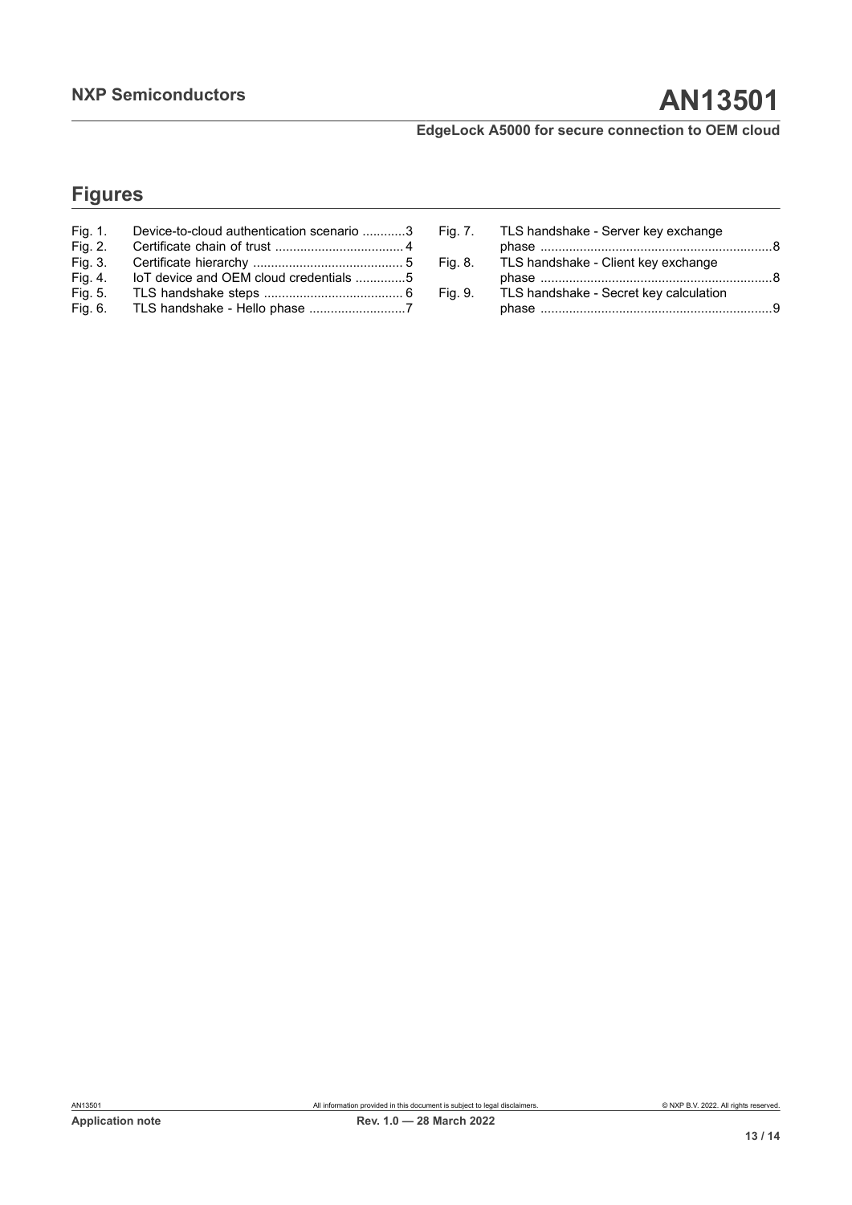## Figures

Fig. 1. Device-to-cloud authentication scenario ............3
Fig. 2. Certificate chain of trust ...................................4
Fig. 3. Certificate hierarchy ..........................................5
Fig. 4. IoT device and OEM cloud credentials ..............5
Fig. 5. TLS handshake steps .......................................6
Fig. 6. TLS handshake - Hello phase ...........................7
Fig. 7. TLS handshake - Server key exchange phase ................................................................8
Fig. 8. TLS handshake - Client key exchange phase ................................................................8
Fig. 9. TLS handshake - Secret key calculation phase ................................................................9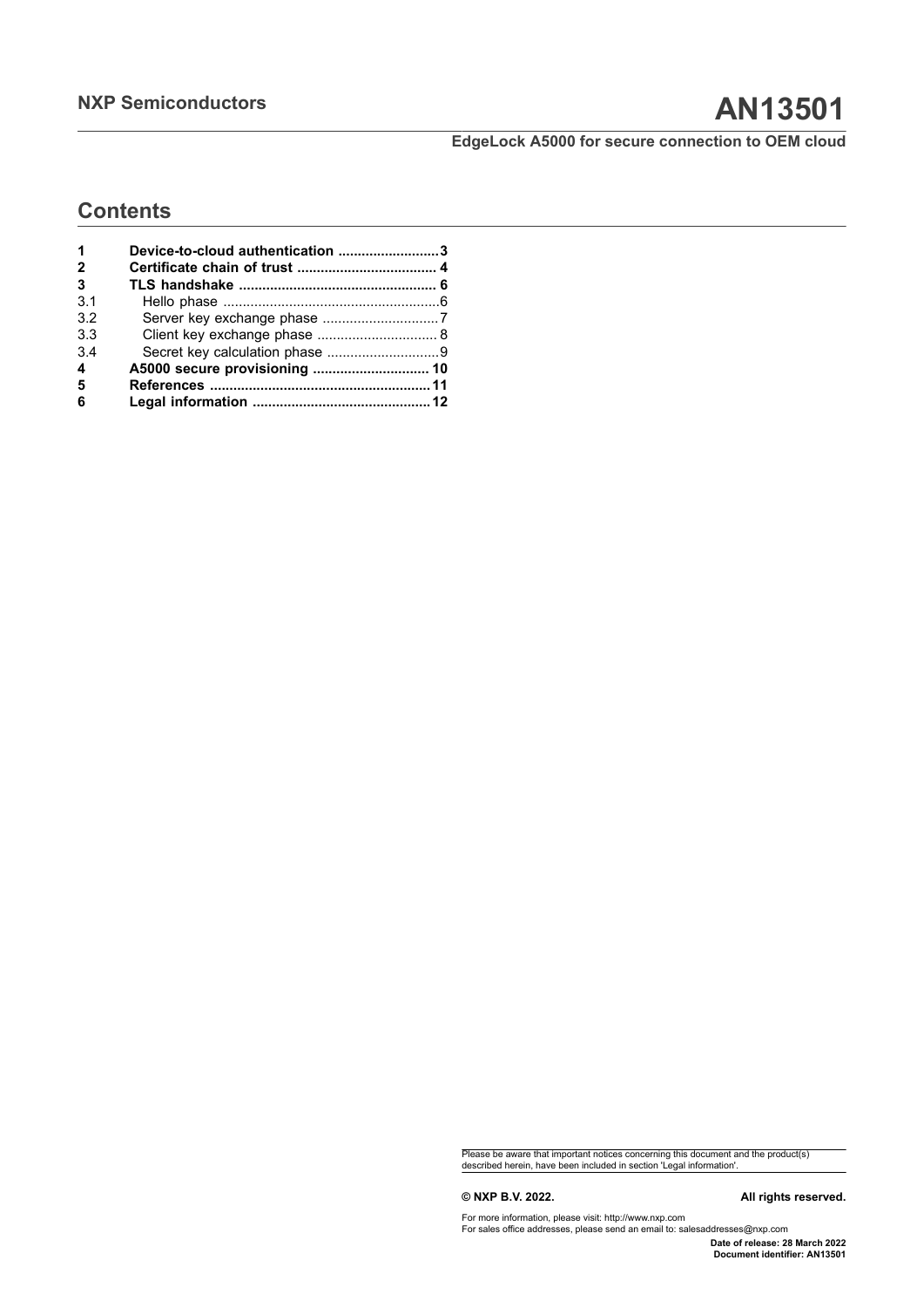## Contents

| | | |
|---|---|---|
| **1** | **Device-to-cloud authentication** | **3** |
| **2** | **Certificate chain of trust** | **4** |
| **3** | **TLS handshake** | **6** |
| 3.1 | Hello phase | 6 |
| 3.2 | Server key exchange phase | 7 |
| 3.3 | Client key exchange phase | 8 |
| 3.4 | Secret key calculation phase | 9 |
| **4** | **A5000 secure provisioning** | **10** |
| **5** | **References** | **11** |
| **6** | **Legal information** | **12** |

Please be aware that important notices concerning this document and the product(s) described herein, have been included in section 'Legal information'.

**© NXP B.V. 2022.** **All rights reserved.**

For more information, please visit: http://www.nxp.com
For sales office addresses, please send an email to: salesaddresses@nxp.com

**Date of release: 28 March 2022**
**Document identifier: AN13501**